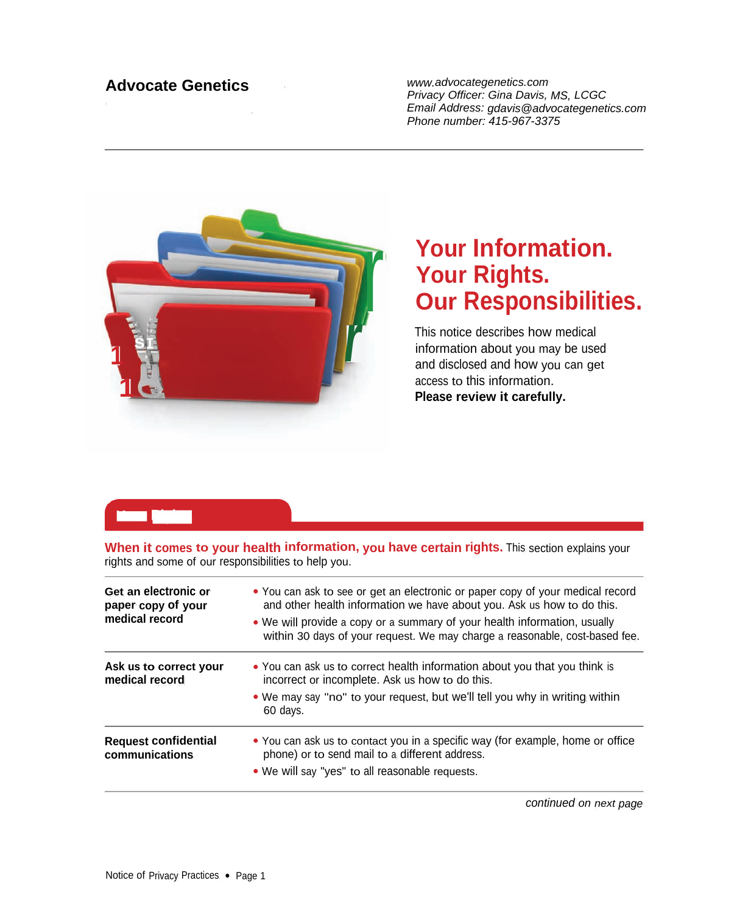## Advocate Genetics

*www.advocategenetics.com*
*Privacy Officer: Gina Davis, MS, LCGC*
*Email Address: gdavis@advocategenetics.com*
*Phone number: 415-967-3375*

# Your Information. Your Rights. Our Responsibilities.

This notice describes how medical information about you may be used and disclosed and how you can get access to this information.
**Please review it carefully.**

**When it comes to your health information, you have certain rights.** This section explains your rights and some of our responsibilities to help you.

| | |
|---|---|
| **Get an electronic or paper copy of your medical record** | • You can ask to see or get an electronic or paper copy of your medical record and other health information we have about you. Ask us how to do this.<br>• We will provide a copy or a summary of your health information, usually within 30 days of your request. We may charge a reasonable, cost-based fee. |
| **Ask us to correct your medical record** | • You can ask us to correct health information about you that you think is incorrect or incomplete. Ask us how to do this.<br>• We may say "no" to your request, but we'll tell you why in writing within 60 days. |
| **Request confidential communications** | • You can ask us to contact you in a specific way (for example, home or office phone) or to send mail to a different address.<br>• We will say "yes" to all reasonable requests. |

*continued on next page*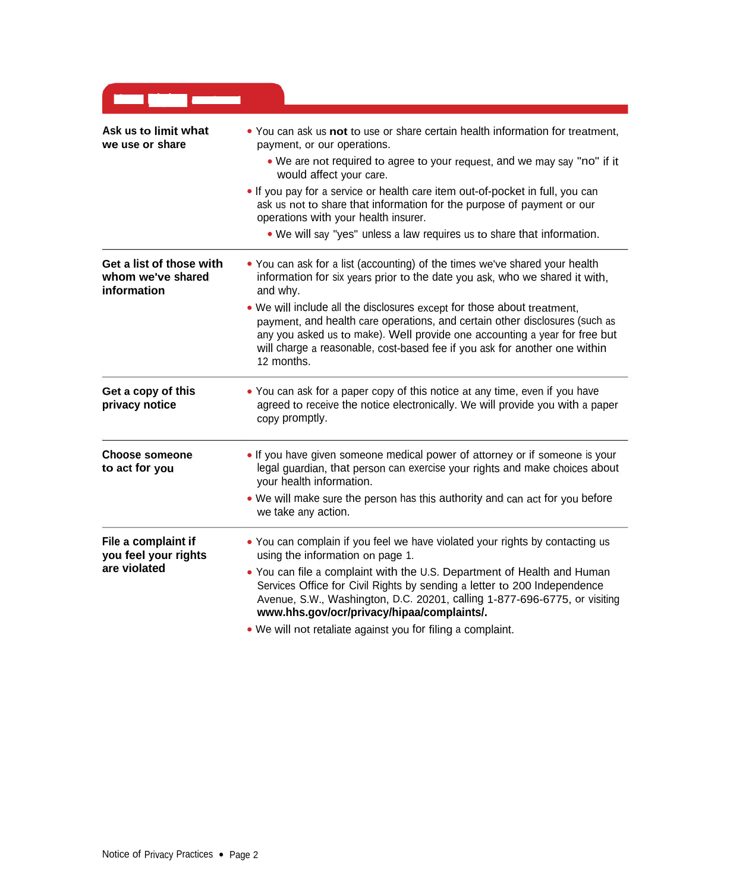| | |
|---|---|
| **Ask us to limit what we use or share** | • You can ask us **not** to use or share certain health information for treatment, payment, or our operations.<br>  • We are not required to agree to your request, and we may say "no" if it would affect your care.<br>• If you pay for a service or health care item out-of-pocket in full, you can ask us not to share that information for the purpose of payment or our operations with your health insurer.<br>  • We will say "yes" unless a law requires us to share that information. |
| **Get a list of those with whom we've shared information** | • You can ask for a list (accounting) of the times we've shared your health information for six years prior to the date you ask, who we shared it with, and why.<br>• We will include all the disclosures except for those about treatment, payment, and health care operations, and certain other disclosures (such as any you asked us to make). Well provide one accounting a year for free but will charge a reasonable, cost-based fee if you ask for another one within 12 months. |
| **Get a copy of this privacy notice** | • You can ask for a paper copy of this notice at any time, even if you have agreed to receive the notice electronically. We will provide you with a paper copy promptly. |
| **Choose someone to act for you** | • If you have given someone medical power of attorney or if someone is your legal guardian, that person can exercise your rights and make choices about your health information.<br>• We will make sure the person has this authority and can act for you before we take any action. |
| **File a complaint if you feel your rights are violated** | • You can complain if you feel we have violated your rights by contacting us using the information on page 1.<br>• You can file a complaint with the U.S. Department of Health and Human Services Office for Civil Rights by sending a letter to 200 Independence Avenue, S.W., Washington, D.C. 20201, calling 1-877-696-6775, or visiting **www.hhs.gov/ocr/privacy/hipaa/complaints/.**<br>• We will not retaliate against you for filing a complaint. |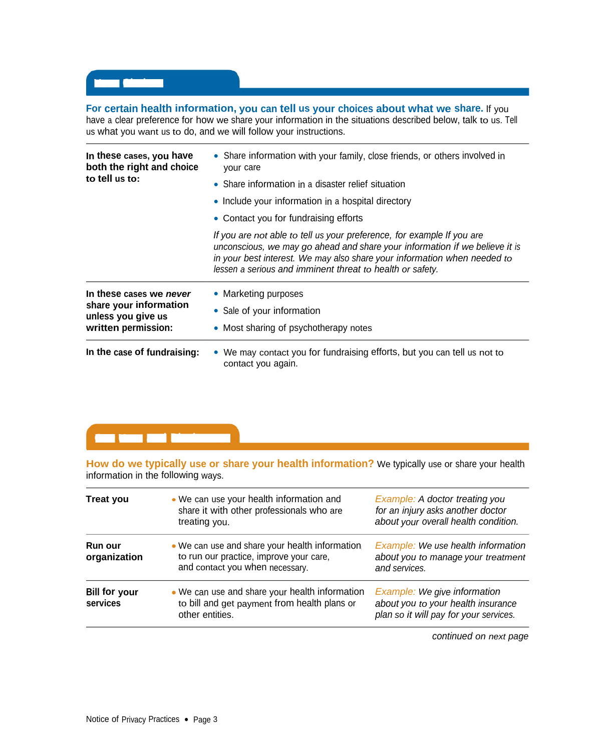**For certain health information, you can tell us your choices about what we share.** If you have a clear preference for how we share your information in the situations described below, talk to us. Tell us what you want us to do, and we will follow your instructions.

| | |
|---|---|
| **In these cases, you have both the right and choice to tell us to:** | • Share information with your family, close friends, or others involved in your care<br>• Share information in a disaster relief situation<br>• Include your information in a hospital directory<br>• Contact you for fundraising efforts<br>*If you are not able to tell us your preference, for example If you are unconscious, we may go ahead and share your information if we believe it is in your best interest. We may also share your information when needed to lessen a serious and imminent threat to health or safety.* |
| **In these cases we *never* share your information unless you give us written permission:** | • Marketing purposes<br>• Sale of your information<br>• Most sharing of psychotherapy notes |
| **In the case of fundraising:** | • We may contact you for fundraising efforts, but you can tell us not to contact you again. |

**How do we typically use or share your health information?** We typically use or share your health information in the following ways.

| | | |
|---|---|---|
| **Treat you** | • We can use your health information and share it with other professionals who are treating you. | *Example: A doctor treating you for an injury asks another doctor about your overall health condition.* |
| **Run our organization** | • We can use and share your health information to run our practice, improve your care, and contact you when necessary. | *Example: We use health information about you to manage your treatment and services.* |
| **Bill for your services** | • We can use and share your health information to bill and get payment from health plans or other entities. | *Example: We give information about you to your health insurance plan so it will pay for your services.* |

*continued on next page*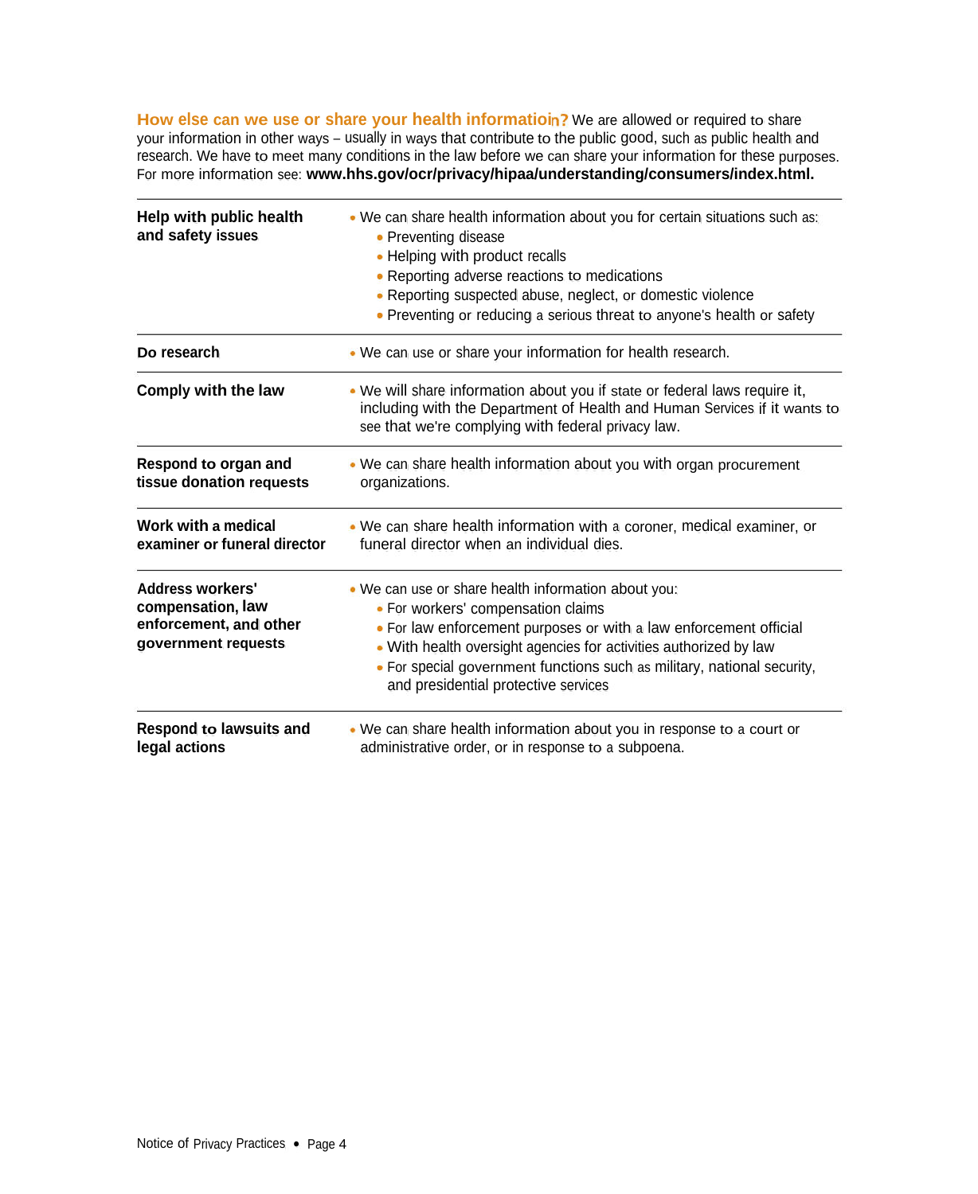**How else can we use or share your health information?** We are allowed or required to share your information in other ways – usually in ways that contribute to the public good, such as public health and research. We have to meet many conditions in the law before we can share your information for these purposes. For more information see: **www.hhs.gov/ocr/privacy/hipaa/understanding/consumers/index.html.**

| | |
|---|---|
| **Help with public health and safety issues** | • We can share health information about you for certain situations such as:<br>• Preventing disease<br>• Helping with product recalls<br>• Reporting adverse reactions to medications<br>• Reporting suspected abuse, neglect, or domestic violence<br>• Preventing or reducing a serious threat to anyone's health or safety |
| **Do research** | • We can use or share your information for health research. |
| **Comply with the law** | • We will share information about you if state or federal laws require it, including with the Department of Health and Human Services if it wants to see that we're complying with federal privacy law. |
| **Respond to organ and tissue donation requests** | • We can share health information about you with organ procurement organizations. |
| **Work with a medical examiner or funeral director** | • We can share health information with a coroner, medical examiner, or funeral director when an individual dies. |
| **Address workers' compensation, law enforcement, and other government requests** | • We can use or share health information about you:<br>• For workers' compensation claims<br>• For law enforcement purposes or with a law enforcement official<br>• With health oversight agencies for activities authorized by law<br>• For special government functions such as military, national security, and presidential protective services |
| **Respond to lawsuits and legal actions** | • We can share health information about you in response to a court or administrative order, or in response to a subpoena. |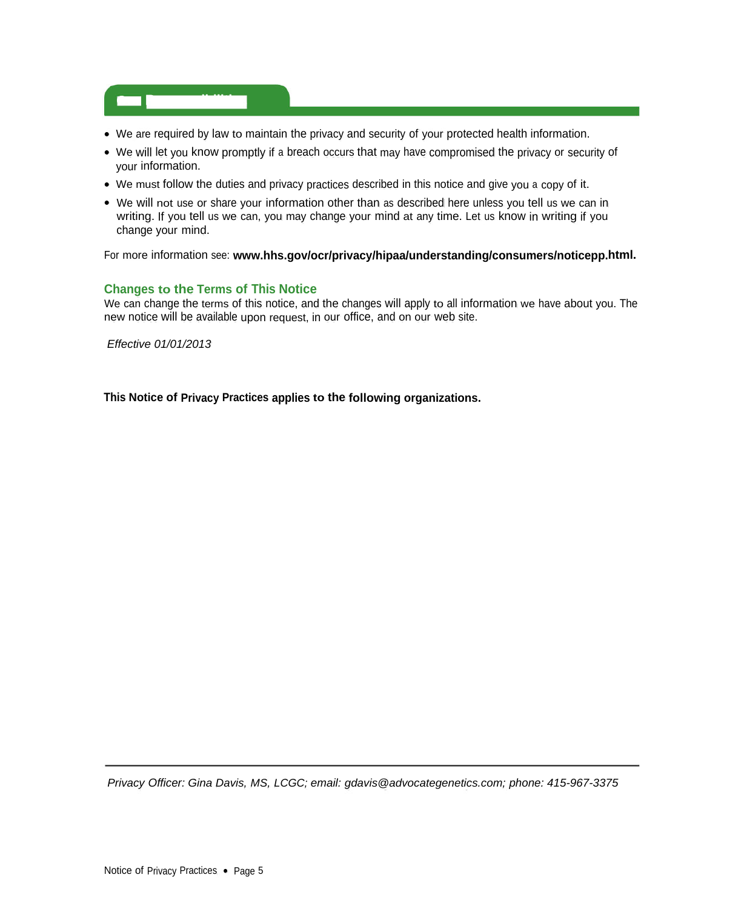- We are required by law to maintain the privacy and security of your protected health information.
- We will let you know promptly if a breach occurs that may have compromised the privacy or security of your information.
- We must follow the duties and privacy practices described in this notice and give you a copy of it.
- We will not use or share your information other than as described here unless you tell us we can in writing. If you tell us we can, you may change your mind at any time. Let us know in writing if you change your mind.

For more information see: **www.hhs.gov/ocr/privacy/hipaa/understanding/consumers/noticepp.html.**

## Changes to the Terms of This Notice

We can change the terms of this notice, and the changes will apply to all information we have about you. The new notice will be available upon request, in our office, and on our web site.

*Effective 01/01/2013*

**This Notice of Privacy Practices applies to the following organizations.**

*Privacy Officer: Gina Davis, MS, LCGC; email: gdavis@advocategenetics.com; phone: 415-967-3375*